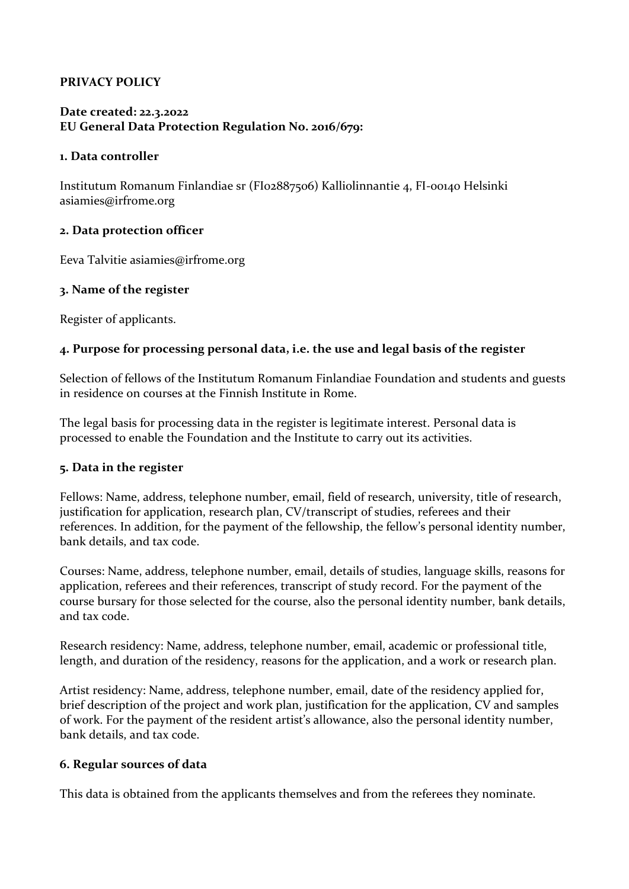# PRIVACY POLICY

**Date created: 22.3.2022**
**EU General Data Protection Regulation No. 2016/679:**

## 1. Data controller

Institutum Romanum Finlandiae sr (FI02887506) Kalliolinnantie 4, FI-00140 Helsinki
asiamies@irfrome.org

## 2. Data protection officer

Eeva Talvitie asiamies@irfrome.org

## 3. Name of the register

Register of applicants.

## 4. Purpose for processing personal data, i.e. the use and legal basis of the register

Selection of fellows of the Institutum Romanum Finlandiae Foundation and students and guests in residence on courses at the Finnish Institute in Rome.

The legal basis for processing data in the register is legitimate interest. Personal data is processed to enable the Foundation and the Institute to carry out its activities.

## 5. Data in the register

Fellows: Name, address, telephone number, email, field of research, university, title of research, justification for application, research plan, CV/transcript of studies, referees and their references. In addition, for the payment of the fellowship, the fellow's personal identity number, bank details, and tax code.

Courses: Name, address, telephone number, email, details of studies, language skills, reasons for application, referees and their references, transcript of study record. For the payment of the course bursary for those selected for the course, also the personal identity number, bank details, and tax code.

Research residency: Name, address, telephone number, email, academic or professional title, length, and duration of the residency, reasons for the application, and a work or research plan.

Artist residency: Name, address, telephone number, email, date of the residency applied for, brief description of the project and work plan, justification for the application, CV and samples of work. For the payment of the resident artist's allowance, also the personal identity number, bank details, and tax code.

## 6. Regular sources of data

This data is obtained from the applicants themselves and from the referees they nominate.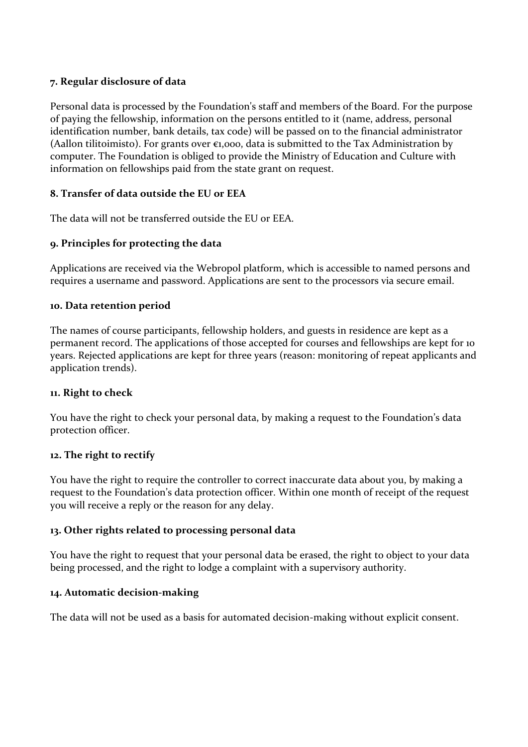**7. Regular disclosure of data**

Personal data is processed by the Foundation's staff and members of the Board. For the purpose of paying the fellowship, information on the persons entitled to it (name, address, personal identification number, bank details, tax code) will be passed on to the financial administrator (Aallon tilitoimisto). For grants over €1,000, data is submitted to the Tax Administration by computer. The Foundation is obliged to provide the Ministry of Education and Culture with information on fellowships paid from the state grant on request.

**8. Transfer of data outside the EU or EEA**

The data will not be transferred outside the EU or EEA.

**9. Principles for protecting the data**

Applications are received via the Webropol platform, which is accessible to named persons and requires a username and password. Applications are sent to the processors via secure email.

**10. Data retention period**

The names of course participants, fellowship holders, and guests in residence are kept as a permanent record. The applications of those accepted for courses and fellowships are kept for 10 years. Rejected applications are kept for three years (reason: monitoring of repeat applicants and application trends).

**11. Right to check**

You have the right to check your personal data, by making a request to the Foundation's data protection officer.

**12. The right to rectify**

You have the right to require the controller to correct inaccurate data about you, by making a request to the Foundation's data protection officer. Within one month of receipt of the request you will receive a reply or the reason for any delay.

**13. Other rights related to processing personal data**

You have the right to request that your personal data be erased, the right to object to your data being processed, and the right to lodge a complaint with a supervisory authority.

**14. Automatic decision-making**

The data will not be used as a basis for automated decision-making without explicit consent.